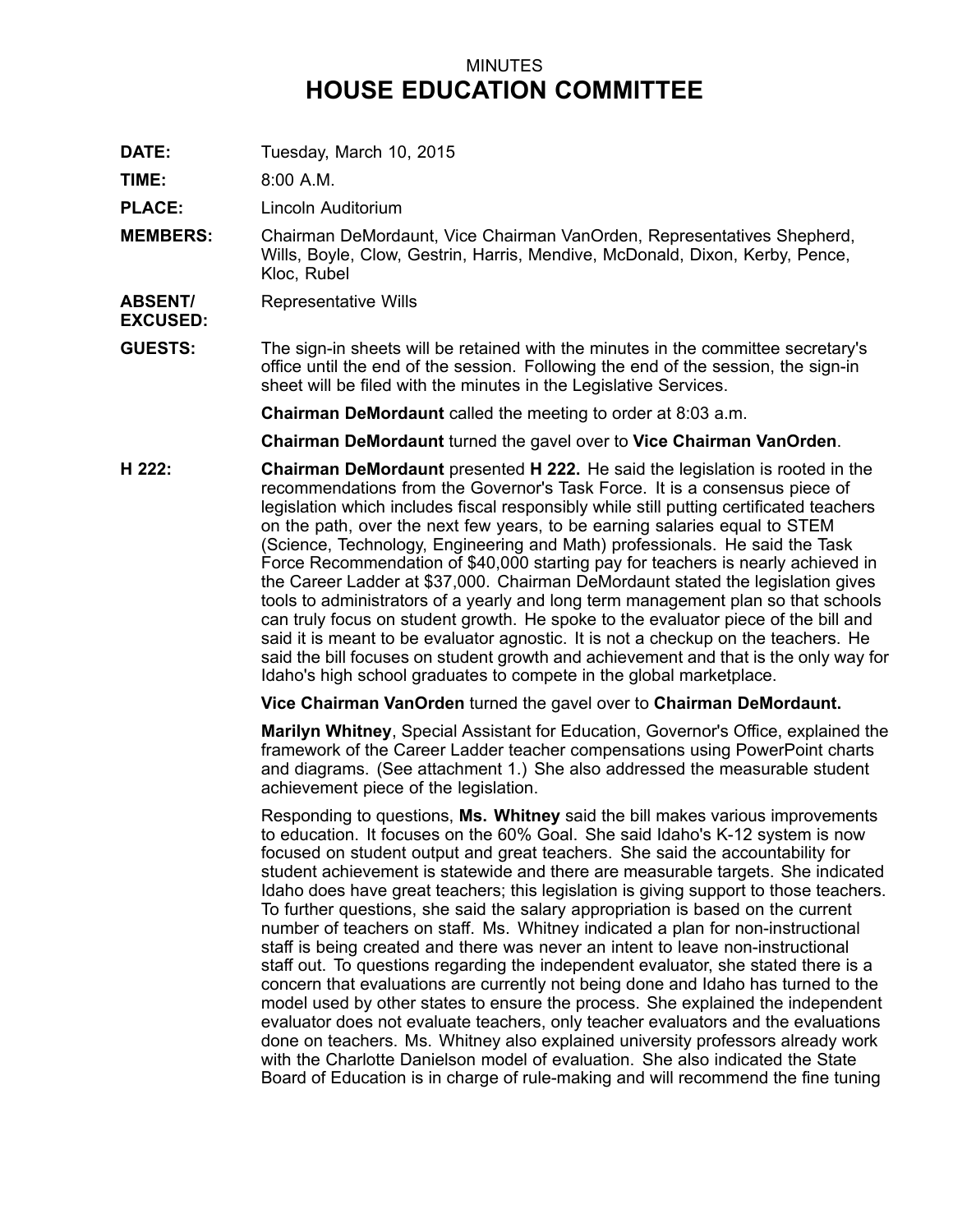MINUTES

# HOUSE EDUCATION COMMITTEE

**DATE:** Tuesday, March 10, 2015

**TIME:** 8:00 A.M.

**PLACE:** Lincoln Auditorium

**MEMBERS:** Chairman DeMordaunt, Vice Chairman VanOrden, Representatives Shepherd, Wills, Boyle, Clow, Gestrin, Harris, Mendive, McDonald, Dixon, Kerby, Pence, Kloc, Rubel

**ABSENT/ EXCUSED:** Representative Wills

**GUESTS:** The sign-in sheets will be retained with the minutes in the committee secretary's office until the end of the session. Following the end of the session, the sign-in sheet will be filed with the minutes in the Legislative Services.

**Chairman DeMordaunt** called the meeting to order at 8:03 a.m.

**Chairman DeMordaunt** turned the gavel over to **Vice Chairman VanOrden**.

**H 222:** **Chairman DeMordaunt** presented **H 222.** He said the legislation is rooted in the recommendations from the Governor's Task Force. It is a consensus piece of legislation which includes fiscal responsibly while still putting certificated teachers on the path, over the next few years, to be earning salaries equal to STEM (Science, Technology, Engineering and Math) professionals. He said the Task Force Recommendation of $40,000 starting pay for teachers is nearly achieved in the Career Ladder at $37,000. Chairman DeMordaunt stated the legislation gives tools to administrators of a yearly and long term management plan so that schools can truly focus on student growth. He spoke to the evaluator piece of the bill and said it is meant to be evaluator agnostic. It is not a checkup on the teachers. He said the bill focuses on student growth and achievement and that is the only way for Idaho's high school graduates to compete in the global marketplace.

**Vice Chairman VanOrden** turned the gavel over to **Chairman DeMordaunt.**

**Marilyn Whitney**, Special Assistant for Education, Governor's Office, explained the framework of the Career Ladder teacher compensations using PowerPoint charts and diagrams. (See attachment 1.) She also addressed the measurable student achievement piece of the legislation.

Responding to questions, **Ms. Whitney** said the bill makes various improvements to education. It focuses on the 60% Goal. She said Idaho's K-12 system is now focused on student output and great teachers. She said the accountability for student achievement is statewide and there are measurable targets. She indicated Idaho does have great teachers; this legislation is giving support to those teachers. To further questions, she said the salary appropriation is based on the current number of teachers on staff. Ms. Whitney indicated a plan for non-instructional staff is being created and there was never an intent to leave non-instructional staff out. To questions regarding the independent evaluator, she stated there is a concern that evaluations are currently not being done and Idaho has turned to the model used by other states to ensure the process. She explained the independent evaluator does not evaluate teachers, only teacher evaluators and the evaluations done on teachers. Ms. Whitney also explained university professors already work with the Charlotte Danielson model of evaluation. She also indicated the State Board of Education is in charge of rule-making and will recommend the fine tuning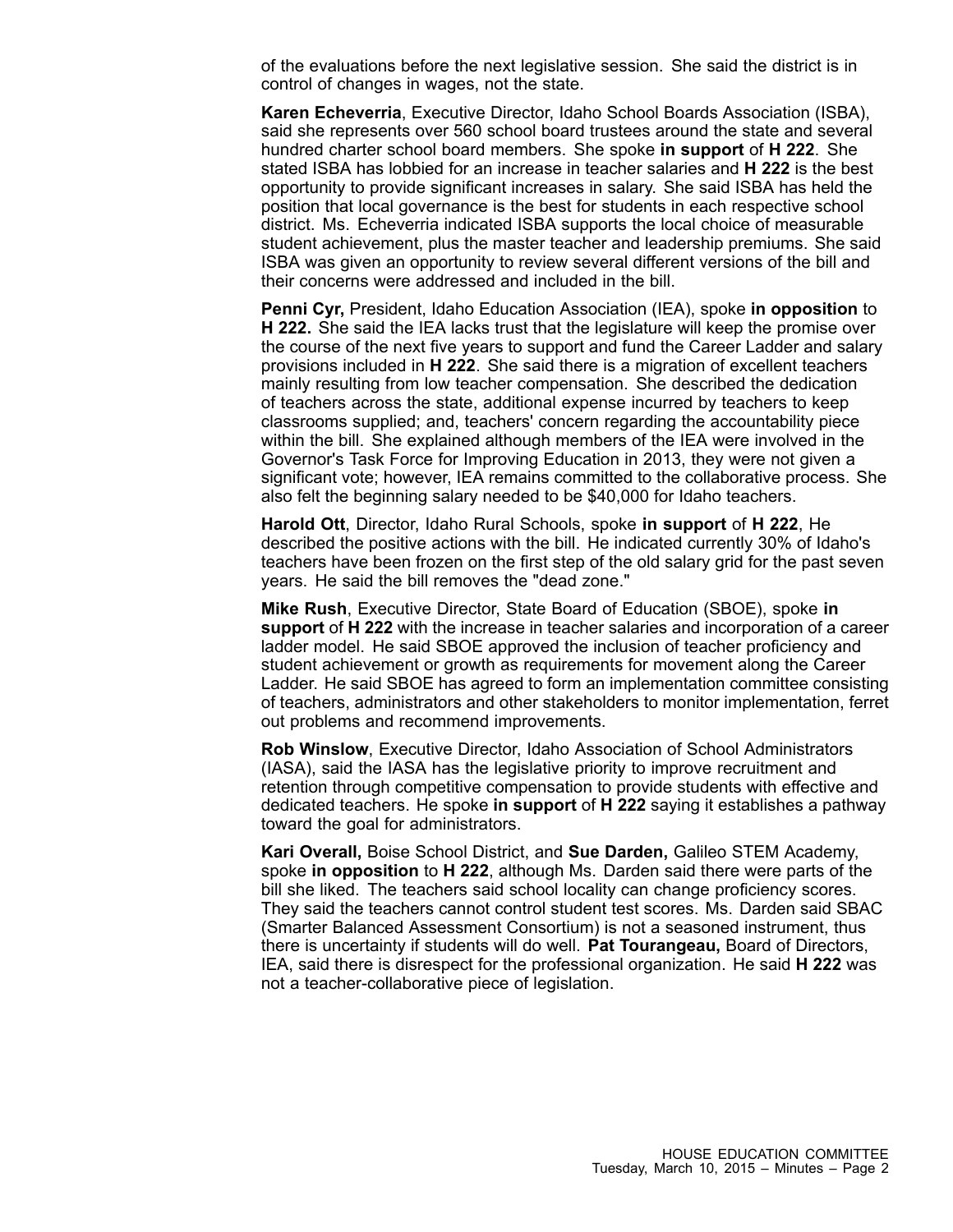of the evaluations before the next legislative session. She said the district is in control of changes in wages, not the state.

**Karen Echeverria**, Executive Director, Idaho School Boards Association (ISBA), said she represents over 560 school board trustees around the state and several hundred charter school board members. She spoke **in support** of **H 222**. She stated ISBA has lobbied for an increase in teacher salaries and **H 222** is the best opportunity to provide significant increases in salary. She said ISBA has held the position that local governance is the best for students in each respective school district. Ms. Echeverria indicated ISBA supports the local choice of measurable student achievement, plus the master teacher and leadership premiums. She said ISBA was given an opportunity to review several different versions of the bill and their concerns were addressed and included in the bill.

**Penni Cyr,** President, Idaho Education Association (IEA), spoke **in opposition** to **H 222.** She said the IEA lacks trust that the legislature will keep the promise over the course of the next five years to support and fund the Career Ladder and salary provisions included in **H 222**. She said there is a migration of excellent teachers mainly resulting from low teacher compensation. She described the dedication of teachers across the state, additional expense incurred by teachers to keep classrooms supplied; and, teachers' concern regarding the accountability piece within the bill. She explained although members of the IEA were involved in the Governor's Task Force for Improving Education in 2013, they were not given a significant vote; however, IEA remains committed to the collaborative process. She also felt the beginning salary needed to be $40,000 for Idaho teachers.

**Harold Ott**, Director, Idaho Rural Schools, spoke **in support** of **H 222**, He described the positive actions with the bill. He indicated currently 30% of Idaho's teachers have been frozen on the first step of the old salary grid for the past seven years. He said the bill removes the "dead zone."

**Mike Rush**, Executive Director, State Board of Education (SBOE), spoke **in support** of **H 222** with the increase in teacher salaries and incorporation of a career ladder model. He said SBOE approved the inclusion of teacher proficiency and student achievement or growth as requirements for movement along the Career Ladder. He said SBOE has agreed to form an implementation committee consisting of teachers, administrators and other stakeholders to monitor implementation, ferret out problems and recommend improvements.

**Rob Winslow**, Executive Director, Idaho Association of School Administrators (IASA), said the IASA has the legislative priority to improve recruitment and retention through competitive compensation to provide students with effective and dedicated teachers. He spoke **in support** of **H 222** saying it establishes a pathway toward the goal for administrators.

**Kari Overall,** Boise School District, and **Sue Darden,** Galileo STEM Academy, spoke **in opposition** to **H 222**, although Ms. Darden said there were parts of the bill she liked. The teachers said school locality can change proficiency scores. They said the teachers cannot control student test scores. Ms. Darden said SBAC (Smarter Balanced Assessment Consortium) is not a seasoned instrument, thus there is uncertainty if students will do well. **Pat Tourangeau,** Board of Directors, IEA, said there is disrespect for the professional organization. He said **H 222** was not a teacher-collaborative piece of legislation.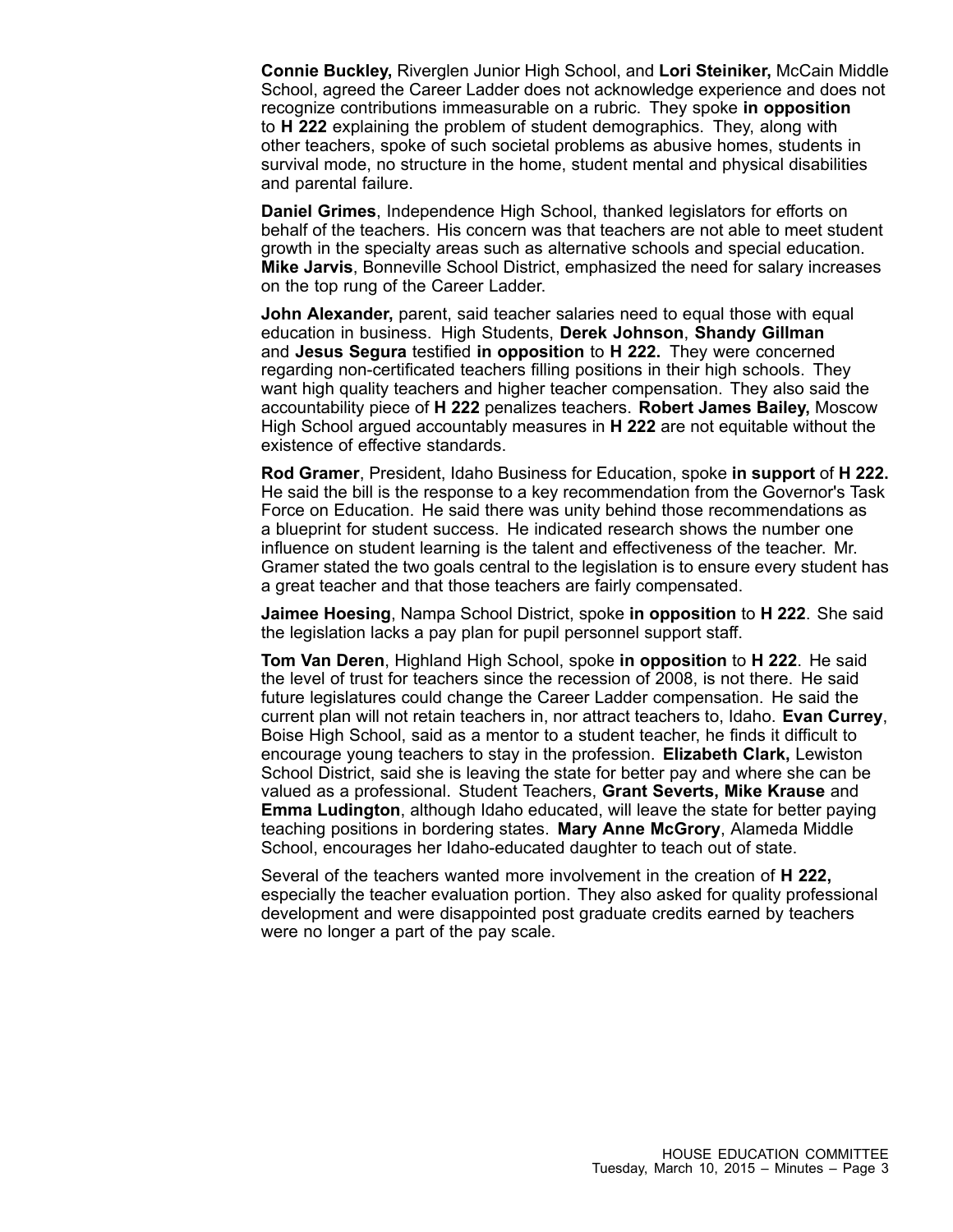**Connie Buckley,** Riverglen Junior High School, and **Lori Steiniker,** McCain Middle School, agreed the Career Ladder does not acknowledge experience and does not recognize contributions immeasurable on a rubric. They spoke **in opposition** to **H 222** explaining the problem of student demographics. They, along with other teachers, spoke of such societal problems as abusive homes, students in survival mode, no structure in the home, student mental and physical disabilities and parental failure.

**Daniel Grimes**, Independence High School, thanked legislators for efforts on behalf of the teachers. His concern was that teachers are not able to meet student growth in the specialty areas such as alternative schools and special education. **Mike Jarvis**, Bonneville School District, emphasized the need for salary increases on the top rung of the Career Ladder.

**John Alexander,** parent, said teacher salaries need to equal those with equal education in business. High Students, **Derek Johnson**, **Shandy Gillman** and **Jesus Segura** testified **in opposition** to **H 222.** They were concerned regarding non-certificated teachers filling positions in their high schools. They want high quality teachers and higher teacher compensation. They also said the accountability piece of **H 222** penalizes teachers. **Robert James Bailey,** Moscow High School argued accountably measures in **H 222** are not equitable without the existence of effective standards.

**Rod Gramer**, President, Idaho Business for Education, spoke **in support** of **H 222.** He said the bill is the response to a key recommendation from the Governor's Task Force on Education. He said there was unity behind those recommendations as a blueprint for student success. He indicated research shows the number one influence on student learning is the talent and effectiveness of the teacher. Mr. Gramer stated the two goals central to the legislation is to ensure every student has a great teacher and that those teachers are fairly compensated.

**Jaimee Hoesing**, Nampa School District, spoke **in opposition** to **H 222**. She said the legislation lacks a pay plan for pupil personnel support staff.

**Tom Van Deren**, Highland High School, spoke **in opposition** to **H 222**. He said the level of trust for teachers since the recession of 2008, is not there. He said future legislatures could change the Career Ladder compensation. He said the current plan will not retain teachers in, nor attract teachers to, Idaho. **Evan Currey**, Boise High School, said as a mentor to a student teacher, he finds it difficult to encourage young teachers to stay in the profession. **Elizabeth Clark,** Lewiston School District, said she is leaving the state for better pay and where she can be valued as a professional. Student Teachers, **Grant Severts, Mike Krause** and **Emma Ludington**, although Idaho educated, will leave the state for better paying teaching positions in bordering states. **Mary Anne McGrory**, Alameda Middle School, encourages her Idaho-educated daughter to teach out of state.

Several of the teachers wanted more involvement in the creation of **H 222,** especially the teacher evaluation portion. They also asked for quality professional development and were disappointed post graduate credits earned by teachers were no longer a part of the pay scale.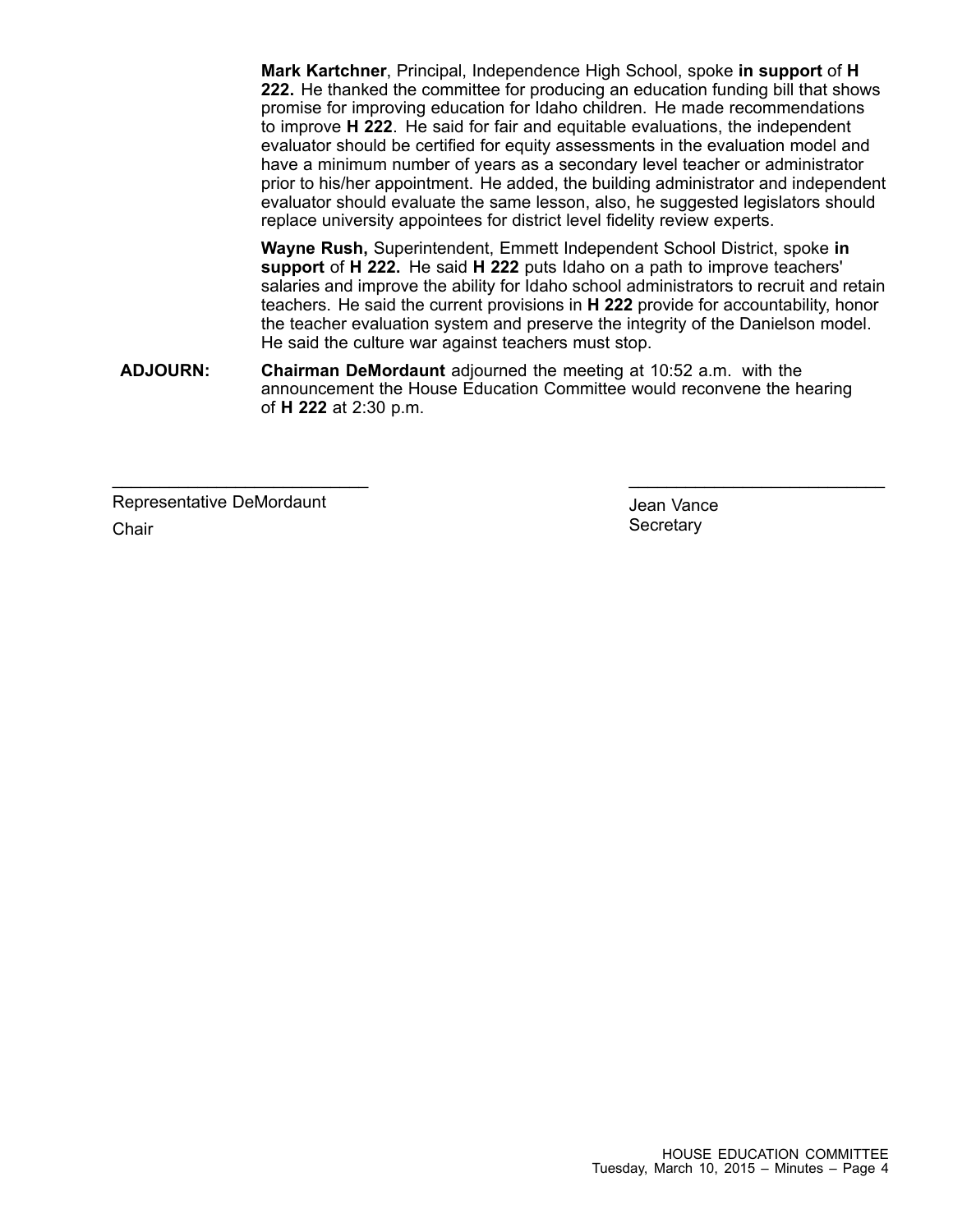**Mark Kartchner**, Principal, Independence High School, spoke **in support** of **H 222.** He thanked the committee for producing an education funding bill that shows promise for improving education for Idaho children. He made recommendations to improve **H 222**. He said for fair and equitable evaluations, the independent evaluator should be certified for equity assessments in the evaluation model and have a minimum number of years as a secondary level teacher or administrator prior to his/her appointment. He added, the building administrator and independent evaluator should evaluate the same lesson, also, he suggested legislators should replace university appointees for district level fidelity review experts.

**Wayne Rush,** Superintendent, Emmett Independent School District, spoke **in support** of **H 222.** He said **H 222** puts Idaho on a path to improve teachers' salaries and improve the ability for Idaho school administrators to recruit and retain teachers. He said the current provisions in **H 222** provide for accountability, honor the teacher evaluation system and preserve the integrity of the Danielson model. He said the culture war against teachers must stop.

**ADJOURN:** **Chairman DeMordaunt** adjourned the meeting at 10:52 a.m. with the announcement the House Education Committee would reconvene the hearing of **H 222** at 2:30 p.m.

___________________________
Representative DeMordaunt
Chair

___________________________
Jean Vance
Secretary